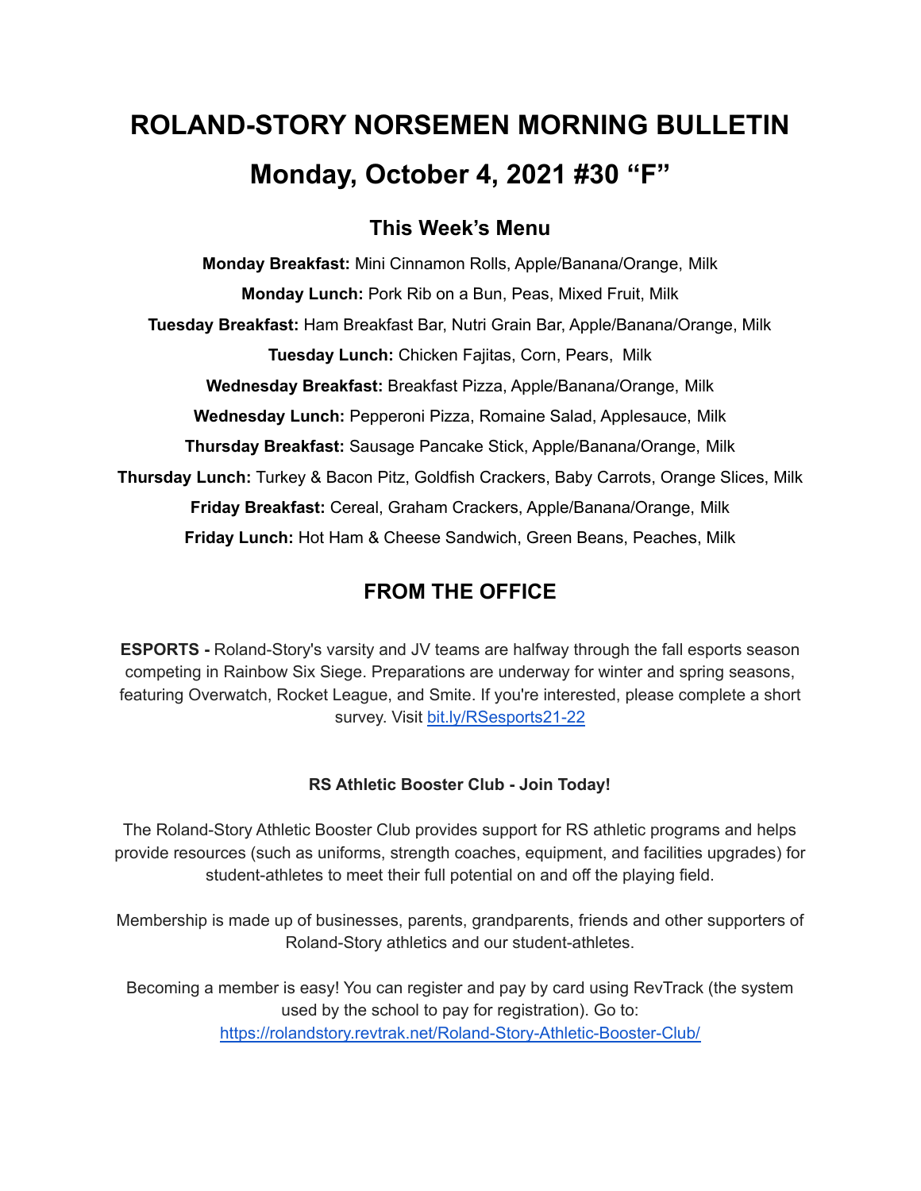# ROLAND-STORY NORSEMEN MORNING BULLETIN

# Monday, October 4, 2021 #30 "F"

## This Week's Menu

**Monday Breakfast:** Mini Cinnamon Rolls, Apple/Banana/Orange, Milk

**Monday Lunch:** Pork Rib on a Bun, Peas, Mixed Fruit, Milk

**Tuesday Breakfast:** Ham Breakfast Bar, Nutri Grain Bar, Apple/Banana/Orange, Milk

**Tuesday Lunch:** Chicken Fajitas, Corn, Pears, Milk

**Wednesday Breakfast:** Breakfast Pizza, Apple/Banana/Orange, Milk

**Wednesday Lunch:** Pepperoni Pizza, Romaine Salad, Applesauce, Milk

**Thursday Breakfast:** Sausage Pancake Stick, Apple/Banana/Orange, Milk

**Thursday Lunch:** Turkey & Bacon Pitz, Goldfish Crackers, Baby Carrots, Orange Slices, Milk

**Friday Breakfast:** Cereal, Graham Crackers, Apple/Banana/Orange, Milk

**Friday Lunch:** Hot Ham & Cheese Sandwich, Green Beans, Peaches, Milk

## FROM THE OFFICE

**ESPORTS -** Roland-Story's varsity and JV teams are halfway through the fall esports season competing in Rainbow Six Siege. Preparations are underway for winter and spring seasons, featuring Overwatch, Rocket League, and Smite. If you're interested, please complete a short survey. Visit [bit.ly/RSesports21-22](bit.ly/RSesports21-22)

**RS Athletic Booster Club - Join Today!**

The Roland-Story Athletic Booster Club provides support for RS athletic programs and helps provide resources (such as uniforms, strength coaches, equipment, and facilities upgrades) for student-athletes to meet their full potential on and off the playing field.

Membership is made up of businesses, parents, grandparents, friends and other supporters of Roland-Story athletics and our student-athletes.

Becoming a member is easy! You can register and pay by card using RevTrack (the system used by the school to pay for registration). Go to: [https://rolandstory.revtrak.net/Roland-Story-Athletic-Booster-Club/](https://rolandstory.revtrak.net/Roland-Story-Athletic-Booster-Club/)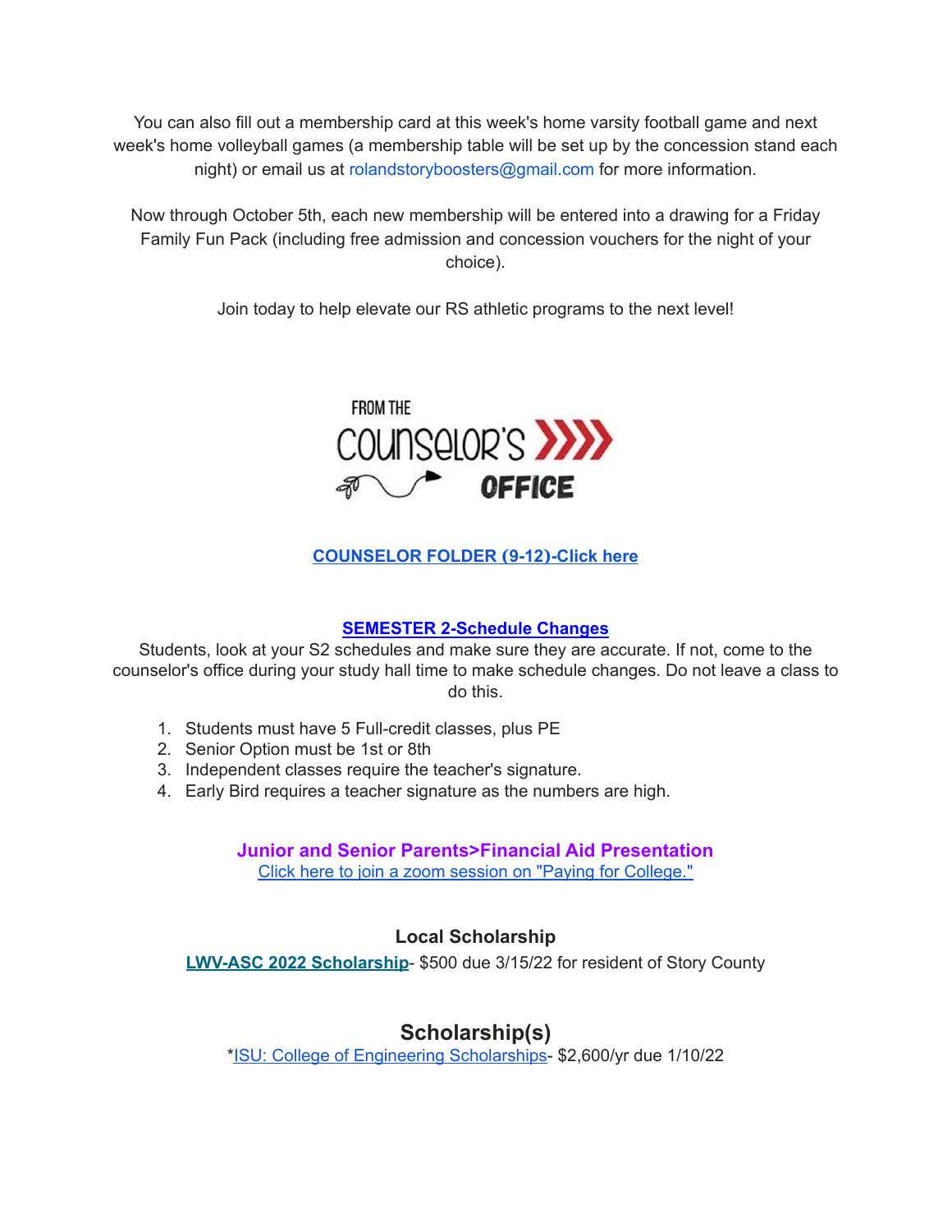You can also fill out a membership card at this week's home varsity football game and next week's home volleyball games (a membership table will be set up by the concession stand each night) or email us at rolandstoryboosters@gmail.com for more information.

Now through October 5th, each new membership will be entered into a drawing for a Friday Family Fun Pack (including free admission and concession vouchers for the night of your choice).

Join today to help elevate our RS athletic programs to the next level!

FROM THE COUNSELOR'S OFFICE

**COUNSELOR FOLDER (9-12)-Click here**

**SEMESTER 2-Schedule Changes**

Students, look at your S2 schedules and make sure they are accurate. If not, come to the counselor's office during your study hall time to make schedule changes. Do not leave a class to do this.

1. Students must have 5 Full-credit classes, plus PE
2. Senior Option must be 1st or 8th
3. Independent classes require the teacher's signature.
4. Early Bird requires a teacher signature as the numbers are high.

**Junior and Senior Parents>Financial Aid Presentation**

Click here to join a zoom session on "Paying for College."

### Local Scholarship

**LWV-ASC 2022 Scholarship**- $500 due 3/15/22 for resident of Story County

## Scholarship(s)

*ISU: College of Engineering Scholarships- $2,600/yr due 1/10/22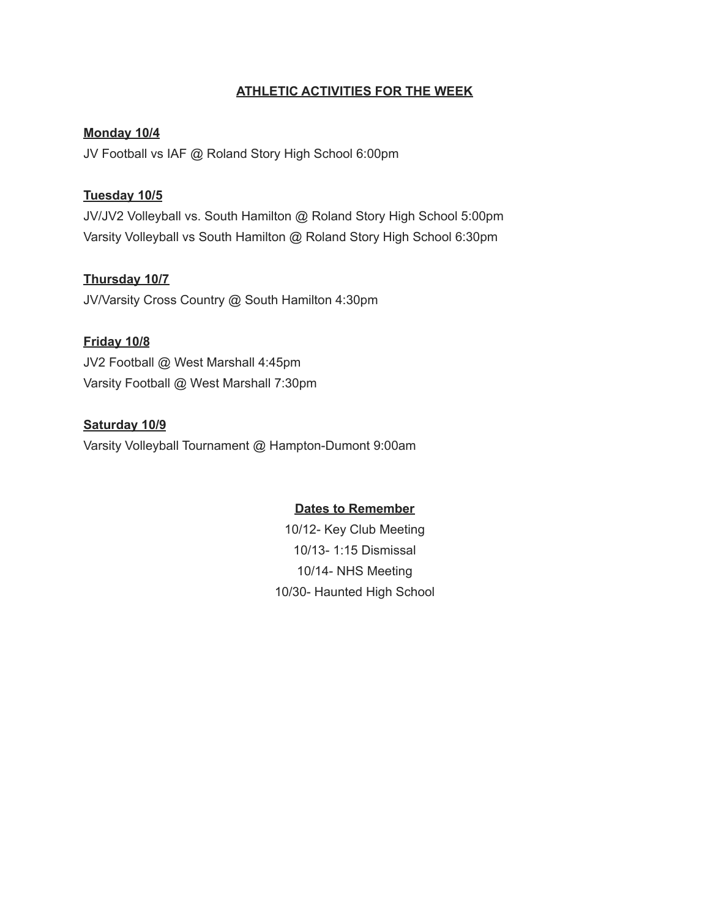## ATHLETIC ACTIVITIES FOR THE WEEK

**Monday 10/4**

JV Football vs IAF @ Roland Story High School 6:00pm

**Tuesday 10/5**

JV/JV2 Volleyball vs. South Hamilton @ Roland Story High School 5:00pm

Varsity Volleyball vs South Hamilton @ Roland Story High School 6:30pm

**Thursday 10/7**

JV/Varsity Cross Country @ South Hamilton 4:30pm

**Friday 10/8**

JV2 Football @ West Marshall 4:45pm

Varsity Football @ West Marshall 7:30pm

**Saturday 10/9**

Varsity Volleyball Tournament @ Hampton-Dumont 9:00am

**Dates to Remember**

10/12- Key Club Meeting

10/13- 1:15 Dismissal

10/14- NHS Meeting

10/30- Haunted High School